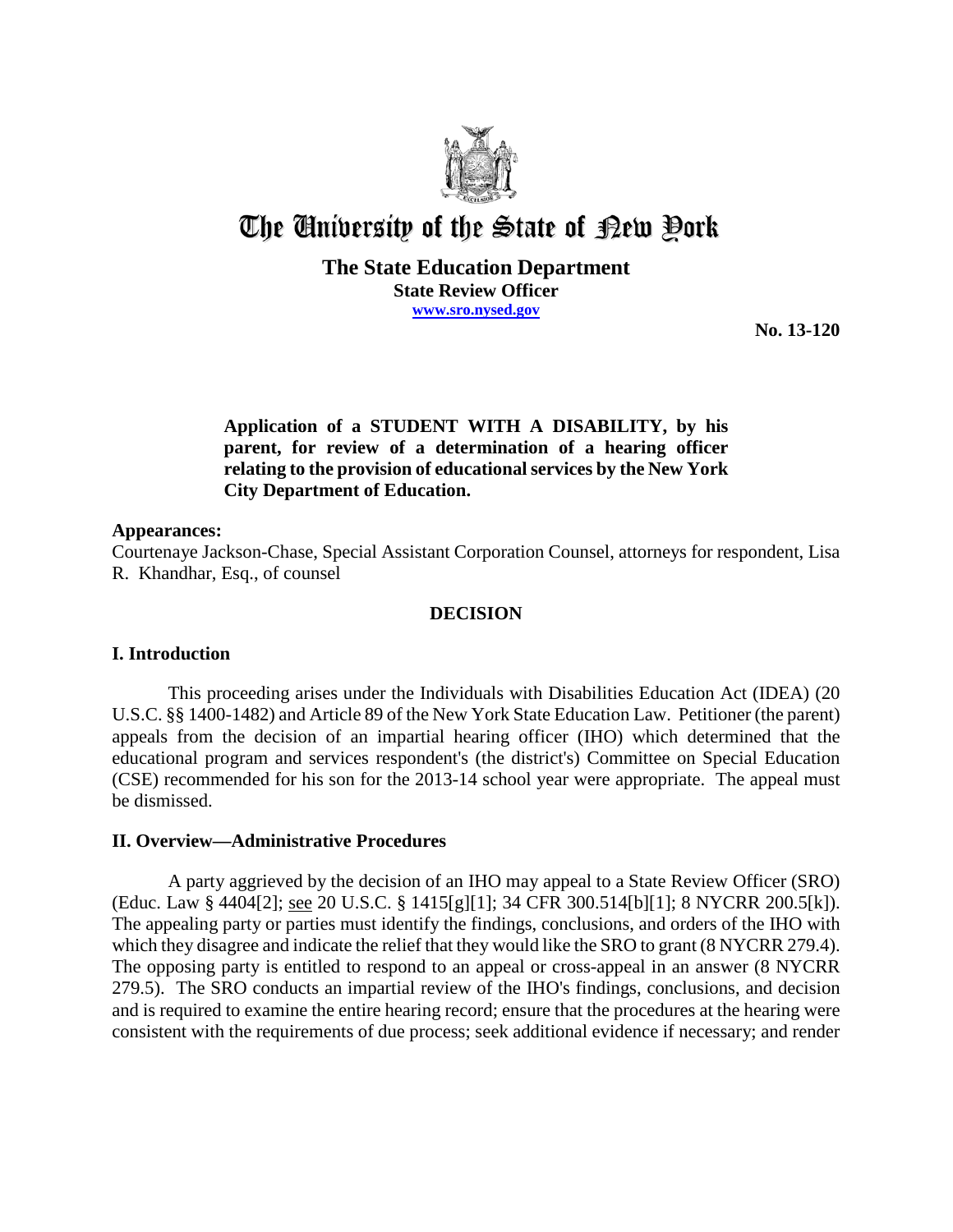# The University of the State of New York

**The State Education Department**
**State Review Officer**
**www.sro.nysed.gov**

**No. 13-120**

**Application of a STUDENT WITH A DISABILITY, by his parent, for review of a determination of a hearing officer relating to the provision of educational services by the New York City Department of Education.**

**Appearances:**
Courtenaye Jackson-Chase, Special Assistant Corporation Counsel, attorneys for respondent, Lisa R. Khandhar, Esq., of counsel

## DECISION

## I. Introduction

This proceeding arises under the Individuals with Disabilities Education Act (IDEA) (20 U.S.C. §§ 1400-1482) and Article 89 of the New York State Education Law. Petitioner (the parent) appeals from the decision of an impartial hearing officer (IHO) which determined that the educational program and services respondent's (the district's) Committee on Special Education (CSE) recommended for his son for the 2013-14 school year were appropriate. The appeal must be dismissed.

## II. Overview—Administrative Procedures

A party aggrieved by the decision of an IHO may appeal to a State Review Officer (SRO) (Educ. Law § 4404[2]; see 20 U.S.C. § 1415[g][1]; 34 CFR 300.514[b][1]; 8 NYCRR 200.5[k]). The appealing party or parties must identify the findings, conclusions, and orders of the IHO with which they disagree and indicate the relief that they would like the SRO to grant (8 NYCRR 279.4). The opposing party is entitled to respond to an appeal or cross-appeal in an answer (8 NYCRR 279.5). The SRO conducts an impartial review of the IHO's findings, conclusions, and decision and is required to examine the entire hearing record; ensure that the procedures at the hearing were consistent with the requirements of due process; seek additional evidence if necessary; and render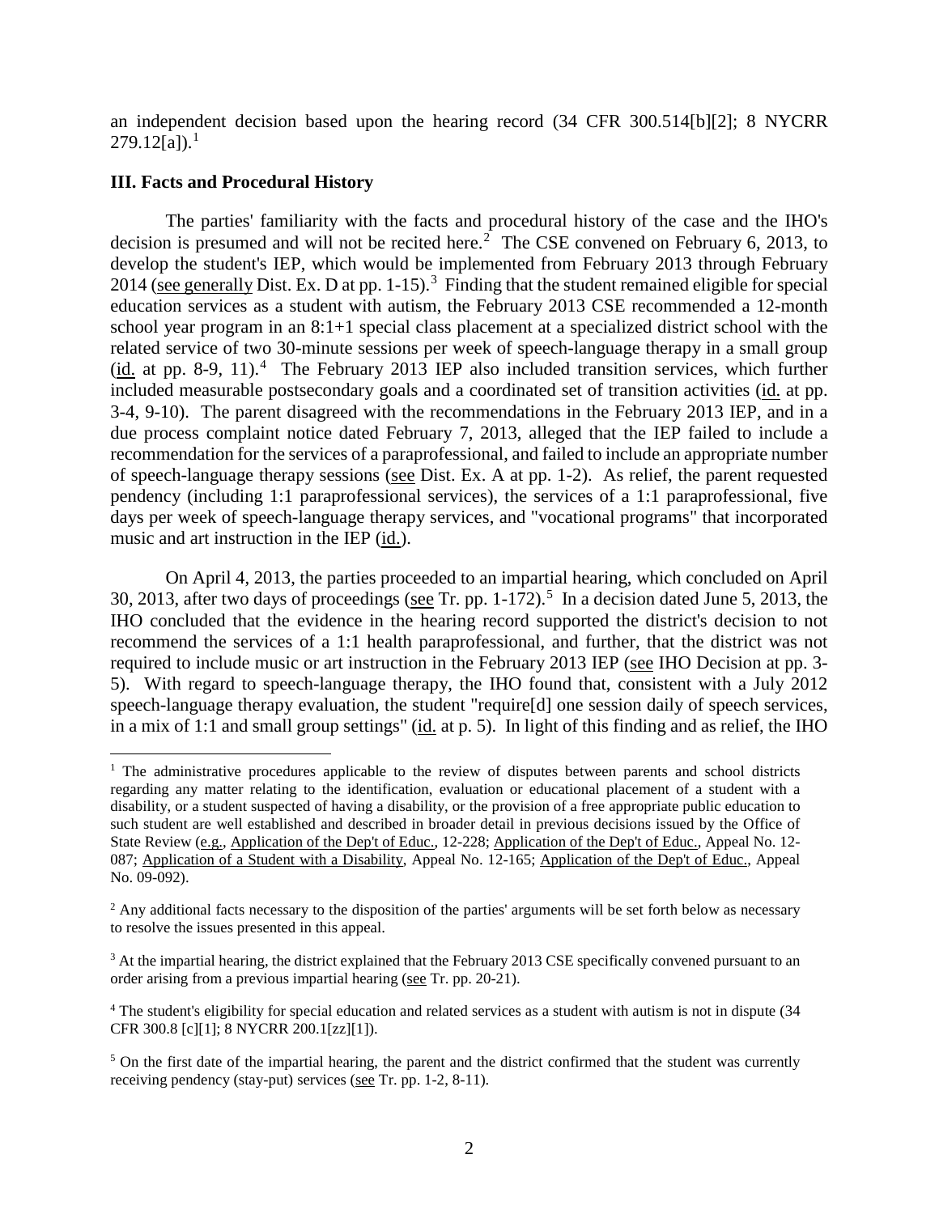an independent decision based upon the hearing record (34 CFR 300.514[b][2]; 8 NYCRR 279.12[a]).[1]

### III. Facts and Procedural History

The parties' familiarity with the facts and procedural history of the case and the IHO's decision is presumed and will not be recited here.[2] The CSE convened on February 6, 2013, to develop the student's IEP, which would be implemented from February 2013 through February 2014 (see generally Dist. Ex. D at pp. 1-15).[3] Finding that the student remained eligible for special education services as a student with autism, the February 2013 CSE recommended a 12-month school year program in an 8:1+1 special class placement at a specialized district school with the related service of two 30-minute sessions per week of speech-language therapy in a small group (id. at pp. 8-9, 11).[4] The February 2013 IEP also included transition services, which further included measurable postsecondary goals and a coordinated set of transition activities (id. at pp. 3-4, 9-10). The parent disagreed with the recommendations in the February 2013 IEP, and in a due process complaint notice dated February 7, 2013, alleged that the IEP failed to include a recommendation for the services of a paraprofessional, and failed to include an appropriate number of speech-language therapy sessions (see Dist. Ex. A at pp. 1-2). As relief, the parent requested pendency (including 1:1 paraprofessional services), the services of a 1:1 paraprofessional, five days per week of speech-language therapy services, and "vocational programs" that incorporated music and art instruction in the IEP (id.).

On April 4, 2013, the parties proceeded to an impartial hearing, which concluded on April 30, 2013, after two days of proceedings (see Tr. pp. 1-172).[5] In a decision dated June 5, 2013, the IHO concluded that the evidence in the hearing record supported the district's decision to not recommend the services of a 1:1 health paraprofessional, and further, that the district was not required to include music or art instruction in the February 2013 IEP (see IHO Decision at pp. 3-5). With regard to speech-language therapy, the IHO found that, consistent with a July 2012 speech-language therapy evaluation, the student "require[d] one session daily of speech services, in a mix of 1:1 and small group settings" (id. at p. 5). In light of this finding and as relief, the IHO

---

[1] The administrative procedures applicable to the review of disputes between parents and school districts regarding any matter relating to the identification, evaluation or educational placement of a student with a disability, or a student suspected of having a disability, or the provision of a free appropriate public education to such student are well established and described in broader detail in previous decisions issued by the Office of State Review (e.g., Application of the Dep't of Educ., 12-228; Application of the Dep't of Educ., Appeal No. 12-087; Application of a Student with a Disability, Appeal No. 12-165; Application of the Dep't of Educ., Appeal No. 09-092).

[2] Any additional facts necessary to the disposition of the parties' arguments will be set forth below as necessary to resolve the issues presented in this appeal.

[3] At the impartial hearing, the district explained that the February 2013 CSE specifically convened pursuant to an order arising from a previous impartial hearing (see Tr. pp. 20-21).

[4] The student's eligibility for special education and related services as a student with autism is not in dispute (34 CFR 300.8 [c][1]; 8 NYCRR 200.1[zz][1]).

[5] On the first date of the impartial hearing, the parent and the district confirmed that the student was currently receiving pendency (stay-put) services (see Tr. pp. 1-2, 8-11).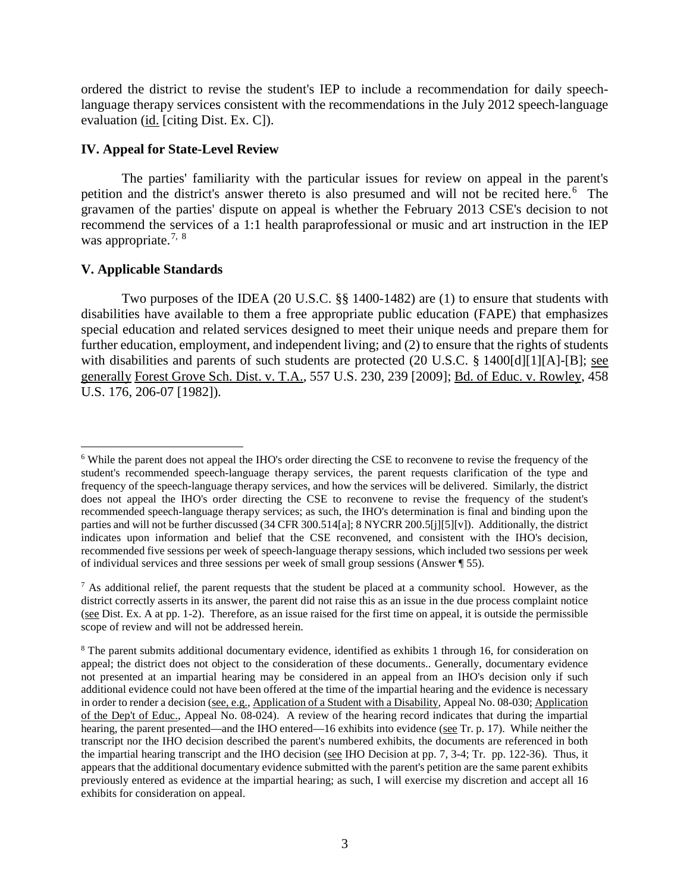ordered the district to revise the student's IEP to include a recommendation for daily speech-language therapy services consistent with the recommendations in the July 2012 speech-language evaluation (id. [citing Dist. Ex. C]).

### IV. Appeal for State-Level Review

The parties' familiarity with the particular issues for review on appeal in the parent's petition and the district's answer thereto is also presumed and will not be recited here.[6] The gravamen of the parties' dispute on appeal is whether the February 2013 CSE's decision to not recommend the services of a 1:1 health paraprofessional or music and art instruction in the IEP was appropriate.[7, 8]

### V. Applicable Standards

Two purposes of the IDEA (20 U.S.C. §§ 1400-1482) are (1) to ensure that students with disabilities have available to them a free appropriate public education (FAPE) that emphasizes special education and related services designed to meet their unique needs and prepare them for further education, employment, and independent living; and (2) to ensure that the rights of students with disabilities and parents of such students are protected (20 U.S.C. § 1400[d][1][A]-[B]; see generally Forest Grove Sch. Dist. v. T.A., 557 U.S. 230, 239 [2009]; Bd. of Educ. v. Rowley, 458 U.S. 176, 206-07 [1982]).

---

[6] While the parent does not appeal the IHO's order directing the CSE to reconvene to revise the frequency of the student's recommended speech-language therapy services, the parent requests clarification of the type and frequency of the speech-language therapy services, and how the services will be delivered. Similarly, the district does not appeal the IHO's order directing the CSE to reconvene to revise the frequency of the student's recommended speech-language therapy services; as such, the IHO's determination is final and binding upon the parties and will not be further discussed (34 CFR 300.514[a]; 8 NYCRR 200.5[j][5][v]). Additionally, the district indicates upon information and belief that the CSE reconvened, and consistent with the IHO's decision, recommended five sessions per week of speech-language therapy sessions, which included two sessions per week of individual services and three sessions per week of small group sessions (Answer ¶ 55).

[7] As additional relief, the parent requests that the student be placed at a community school. However, as the district correctly asserts in its answer, the parent did not raise this as an issue in the due process complaint notice (see Dist. Ex. A at pp. 1-2). Therefore, as an issue raised for the first time on appeal, it is outside the permissible scope of review and will not be addressed herein.

[8] The parent submits additional documentary evidence, identified as exhibits 1 through 16, for consideration on appeal; the district does not object to the consideration of these documents.. Generally, documentary evidence not presented at an impartial hearing may be considered in an appeal from an IHO's decision only if such additional evidence could not have been offered at the time of the impartial hearing and the evidence is necessary in order to render a decision (see, e.g., Application of a Student with a Disability, Appeal No. 08-030; Application of the Dep't of Educ., Appeal No. 08-024). A review of the hearing record indicates that during the impartial hearing, the parent presented—and the IHO entered—16 exhibits into evidence (see Tr. p. 17). While neither the transcript nor the IHO decision described the parent's numbered exhibits, the documents are referenced in both the impartial hearing transcript and the IHO decision (see IHO Decision at pp. 7, 3-4; Tr. pp. 122-36). Thus, it appears that the additional documentary evidence submitted with the parent's petition are the same parent exhibits previously entered as evidence at the impartial hearing; as such, I will exercise my discretion and accept all 16 exhibits for consideration on appeal.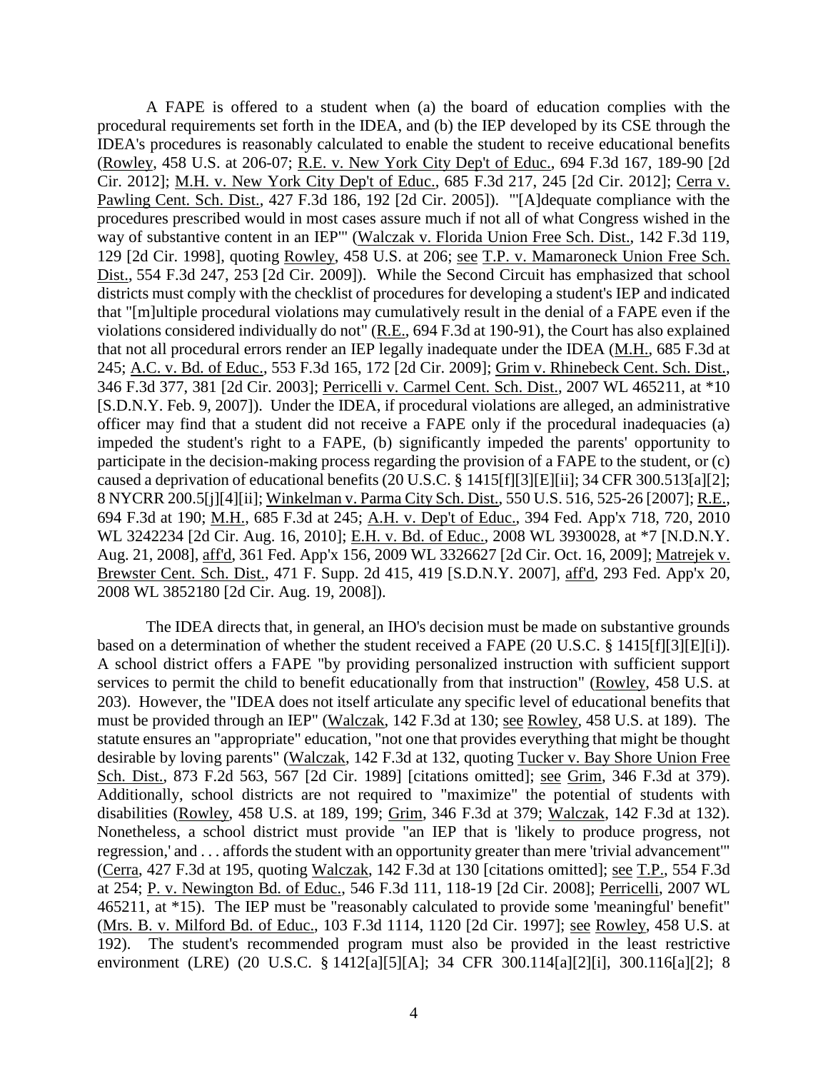A FAPE is offered to a student when (a) the board of education complies with the procedural requirements set forth in the IDEA, and (b) the IEP developed by its CSE through the IDEA's procedures is reasonably calculated to enable the student to receive educational benefits (Rowley, 458 U.S. at 206-07; R.E. v. New York City Dep't of Educ., 694 F.3d 167, 189-90 [2d Cir. 2012]; M.H. v. New York City Dep't of Educ., 685 F.3d 217, 245 [2d Cir. 2012]; Cerra v. Pawling Cent. Sch. Dist., 427 F.3d 186, 192 [2d Cir. 2005]). "'[A]dequate compliance with the procedures prescribed would in most cases assure much if not all of what Congress wished in the way of substantive content in an IEP'" (Walczak v. Florida Union Free Sch. Dist., 142 F.3d 119, 129 [2d Cir. 1998], quoting Rowley, 458 U.S. at 206; see T.P. v. Mamaroneck Union Free Sch. Dist., 554 F.3d 247, 253 [2d Cir. 2009]). While the Second Circuit has emphasized that school districts must comply with the checklist of procedures for developing a student's IEP and indicated that "[m]ultiple procedural violations may cumulatively result in the denial of a FAPE even if the violations considered individually do not" (R.E., 694 F.3d at 190-91), the Court has also explained that not all procedural errors render an IEP legally inadequate under the IDEA (M.H., 685 F.3d at 245; A.C. v. Bd. of Educ., 553 F.3d 165, 172 [2d Cir. 2009]; Grim v. Rhinebeck Cent. Sch. Dist., 346 F.3d 377, 381 [2d Cir. 2003]; Perricelli v. Carmel Cent. Sch. Dist., 2007 WL 465211, at *10 [S.D.N.Y. Feb. 9, 2007]). Under the IDEA, if procedural violations are alleged, an administrative officer may find that a student did not receive a FAPE only if the procedural inadequacies (a) impeded the student's right to a FAPE, (b) significantly impeded the parents' opportunity to participate in the decision-making process regarding the provision of a FAPE to the student, or (c) caused a deprivation of educational benefits (20 U.S.C. § 1415[f][3][E][ii]; 34 CFR 300.513[a][2]; 8 NYCRR 200.5[j][4][ii]; Winkelman v. Parma City Sch. Dist., 550 U.S. 516, 525-26 [2007]; R.E., 694 F.3d at 190; M.H., 685 F.3d at 245; A.H. v. Dep't of Educ., 394 Fed. App'x 718, 720, 2010 WL 3242234 [2d Cir. Aug. 16, 2010]; E.H. v. Bd. of Educ., 2008 WL 3930028, at *7 [N.D.N.Y. Aug. 21, 2008], aff'd, 361 Fed. App'x 156, 2009 WL 3326627 [2d Cir. Oct. 16, 2009]; Matrejek v. Brewster Cent. Sch. Dist., 471 F. Supp. 2d 415, 419 [S.D.N.Y. 2007], aff'd, 293 Fed. App'x 20, 2008 WL 3852180 [2d Cir. Aug. 19, 2008]).

The IDEA directs that, in general, an IHO's decision must be made on substantive grounds based on a determination of whether the student received a FAPE (20 U.S.C. § 1415[f][3][E][i]). A school district offers a FAPE "by providing personalized instruction with sufficient support services to permit the child to benefit educationally from that instruction" (Rowley, 458 U.S. at 203). However, the "IDEA does not itself articulate any specific level of educational benefits that must be provided through an IEP" (Walczak, 142 F.3d at 130; see Rowley, 458 U.S. at 189). The statute ensures an "appropriate" education, "not one that provides everything that might be thought desirable by loving parents" (Walczak, 142 F.3d at 132, quoting Tucker v. Bay Shore Union Free Sch. Dist., 873 F.2d 563, 567 [2d Cir. 1989] [citations omitted]; see Grim, 346 F.3d at 379). Additionally, school districts are not required to "maximize" the potential of students with disabilities (Rowley, 458 U.S. at 189, 199; Grim, 346 F.3d at 379; Walczak, 142 F.3d at 132). Nonetheless, a school district must provide "an IEP that is 'likely to produce progress, not regression,' and . . . affords the student with an opportunity greater than mere 'trivial advancement'" (Cerra, 427 F.3d at 195, quoting Walczak, 142 F.3d at 130 [citations omitted]; see T.P., 554 F.3d at 254; P. v. Newington Bd. of Educ., 546 F.3d 111, 118-19 [2d Cir. 2008]; Perricelli, 2007 WL 465211, at *15). The IEP must be "reasonably calculated to provide some 'meaningful' benefit" (Mrs. B. v. Milford Bd. of Educ., 103 F.3d 1114, 1120 [2d Cir. 1997]; see Rowley, 458 U.S. at 192). The student's recommended program must also be provided in the least restrictive environment (LRE) (20 U.S.C. § 1412[a][5][A]; 34 CFR 300.114[a][2][i], 300.116[a][2]; 8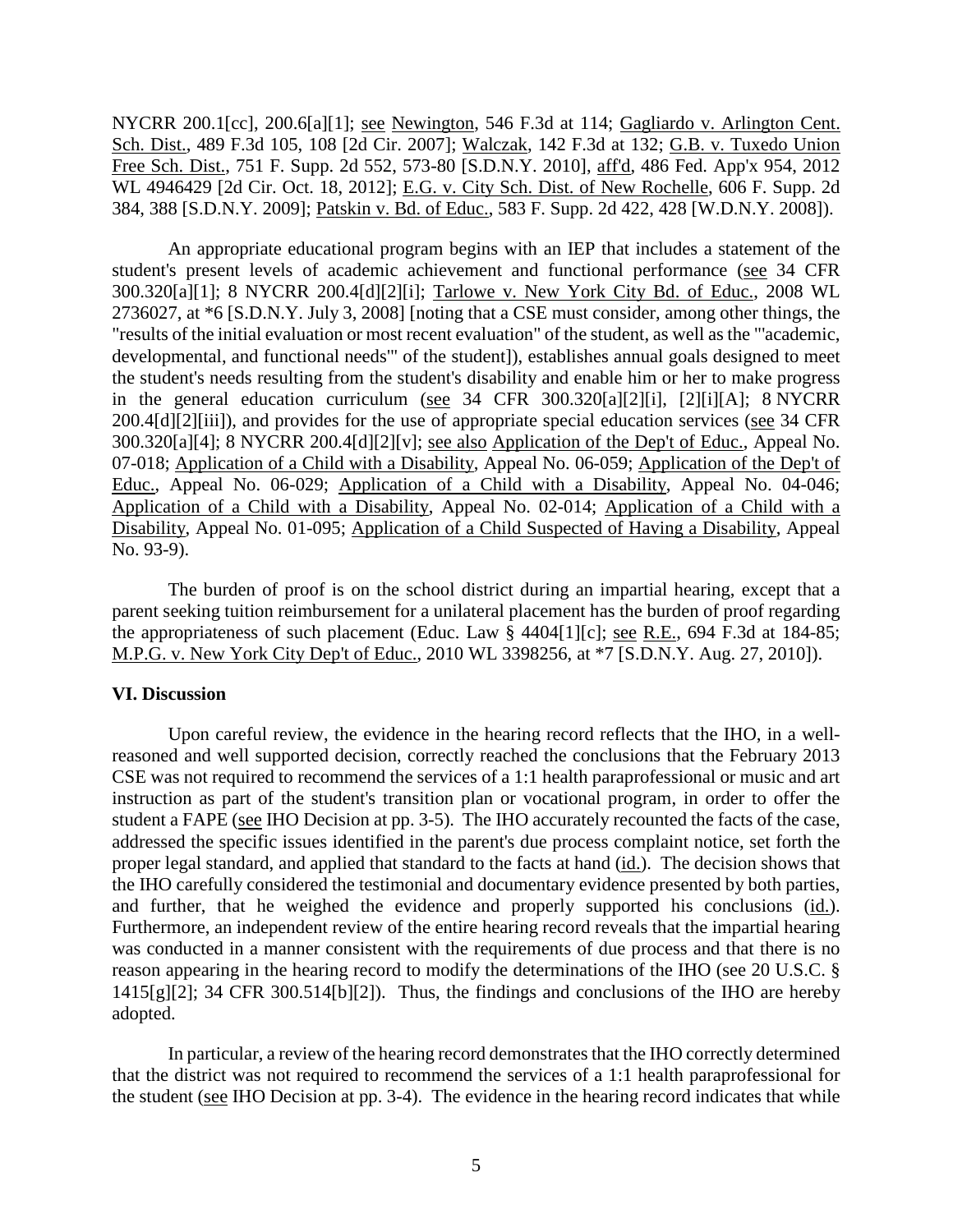NYCRR 200.1[cc], 200.6[a][1]; see Newington, 546 F.3d at 114; Gagliardo v. Arlington Cent. Sch. Dist., 489 F.3d 105, 108 [2d Cir. 2007]; Walczak, 142 F.3d at 132; G.B. v. Tuxedo Union Free Sch. Dist., 751 F. Supp. 2d 552, 573-80 [S.D.N.Y. 2010], aff'd, 486 Fed. App'x 954, 2012 WL 4946429 [2d Cir. Oct. 18, 2012]; E.G. v. City Sch. Dist. of New Rochelle, 606 F. Supp. 2d 384, 388 [S.D.N.Y. 2009]; Patskin v. Bd. of Educ., 583 F. Supp. 2d 422, 428 [W.D.N.Y. 2008]).

An appropriate educational program begins with an IEP that includes a statement of the student's present levels of academic achievement and functional performance (see 34 CFR 300.320[a][1]; 8 NYCRR 200.4[d][2][i]; Tarlowe v. New York City Bd. of Educ., 2008 WL 2736027, at *6 [S.D.N.Y. July 3, 2008] [noting that a CSE must consider, among other things, the "results of the initial evaluation or most recent evaluation" of the student, as well as the "'academic, developmental, and functional needs'" of the student]), establishes annual goals designed to meet the student's needs resulting from the student's disability and enable him or her to make progress in the general education curriculum (see 34 CFR 300.320[a][2][i], [2][i][A]; 8 NYCRR 200.4[d][2][iii]), and provides for the use of appropriate special education services (see 34 CFR 300.320[a][4]; 8 NYCRR 200.4[d][2][v]; see also Application of the Dep't of Educ., Appeal No. 07-018; Application of a Child with a Disability, Appeal No. 06-059; Application of the Dep't of Educ., Appeal No. 06-029; Application of a Child with a Disability, Appeal No. 04-046; Application of a Child with a Disability, Appeal No. 02-014; Application of a Child with a Disability, Appeal No. 01-095; Application of a Child Suspected of Having a Disability, Appeal No. 93-9).

The burden of proof is on the school district during an impartial hearing, except that a parent seeking tuition reimbursement for a unilateral placement has the burden of proof regarding the appropriateness of such placement (Educ. Law § 4404[1][c]; see R.E., 694 F.3d at 184-85; M.P.G. v. New York City Dep't of Educ., 2010 WL 3398256, at *7 [S.D.N.Y. Aug. 27, 2010]).

## VI. Discussion

Upon careful review, the evidence in the hearing record reflects that the IHO, in a well-reasoned and well supported decision, correctly reached the conclusions that the February 2013 CSE was not required to recommend the services of a 1:1 health paraprofessional or music and art instruction as part of the student's transition plan or vocational program, in order to offer the student a FAPE (see IHO Decision at pp. 3-5). The IHO accurately recounted the facts of the case, addressed the specific issues identified in the parent's due process complaint notice, set forth the proper legal standard, and applied that standard to the facts at hand (id.). The decision shows that the IHO carefully considered the testimonial and documentary evidence presented by both parties, and further, that he weighed the evidence and properly supported his conclusions (id.). Furthermore, an independent review of the entire hearing record reveals that the impartial hearing was conducted in a manner consistent with the requirements of due process and that there is no reason appearing in the hearing record to modify the determinations of the IHO (see 20 U.S.C. § 1415[g][2]; 34 CFR 300.514[b][2]). Thus, the findings and conclusions of the IHO are hereby adopted.

In particular, a review of the hearing record demonstrates that the IHO correctly determined that the district was not required to recommend the services of a 1:1 health paraprofessional for the student (see IHO Decision at pp. 3-4). The evidence in the hearing record indicates that while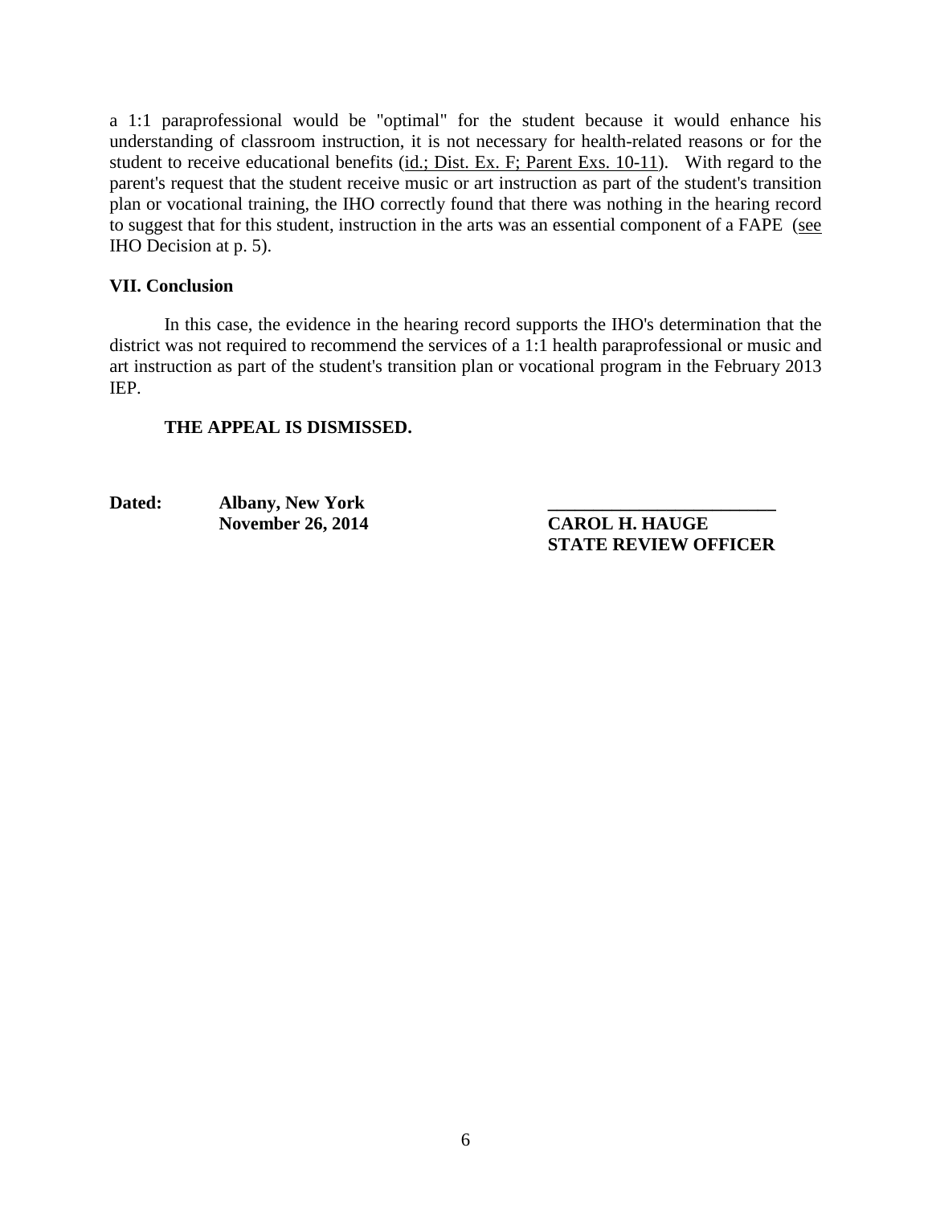a 1:1 paraprofessional would be "optimal" for the student because it would enhance his understanding of classroom instruction, it is not necessary for health-related reasons or for the student to receive educational benefits (id.; Dist. Ex. F; Parent Exs. 10-11). With regard to the parent's request that the student receive music or art instruction as part of the student's transition plan or vocational training, the IHO correctly found that there was nothing in the hearing record to suggest that for this student, instruction in the arts was an essential component of a FAPE (see IHO Decision at p. 5).

## VII. Conclusion

In this case, the evidence in the hearing record supports the IHO's determination that the district was not required to recommend the services of a 1:1 health paraprofessional or music and art instruction as part of the student's transition plan or vocational program in the February 2013 IEP.

**THE APPEAL IS DISMISSED.**

**Dated:** **Albany, New York**
**November 26, 2014**

**_________________________**
**CAROL H. HAUGE**
**STATE REVIEW OFFICER**